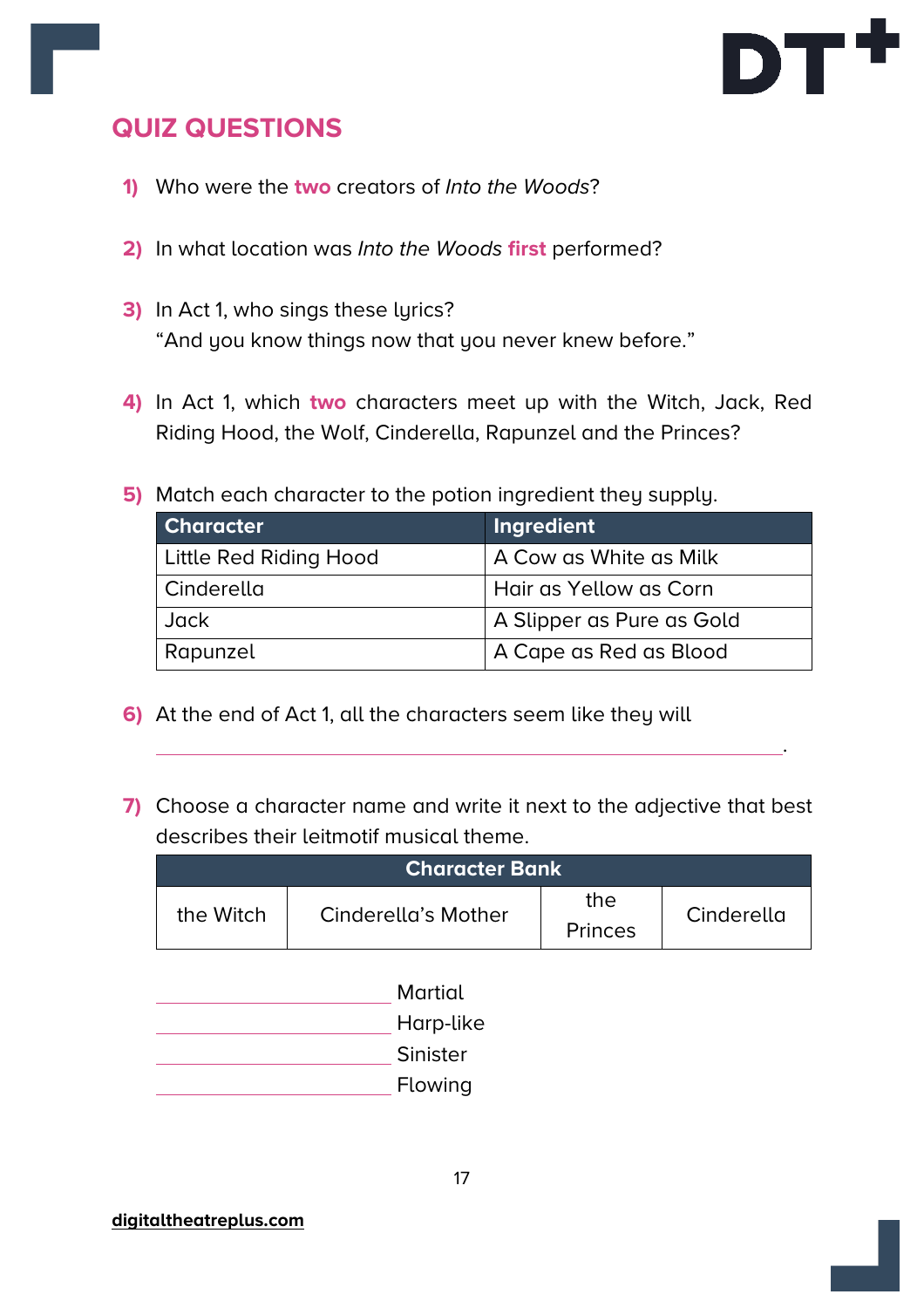## QUIZ QUESTIONS

1) Who were the **two** creators of *Into the Woods*?

2) In what location was *Into the Woods* **first** performed?

3) In Act 1, who sings these lyrics?
"And you know things now that you never knew before."

4) In Act 1, which **two** characters meet up with the Witch, Jack, Red Riding Hood, the Wolf, Cinderella, Rapunzel and the Princes?

5) Match each character to the potion ingredient they supply.

| Character | Ingredient |
| --- | --- |
| Little Red Riding Hood | A Cow as White as Milk |
| Cinderella | Hair as Yellow as Corn |
| Jack | A Slipper as Pure as Gold |
| Rapunzel | A Cape as Red as Blood |

6) At the end of Act 1, all the characters seem like they will

_______________________________________________.

7) Choose a character name and write it next to the adjective that best describes their leitmotif musical theme.

| Character Bank | | | |
| --- | --- | --- | --- |
| the Witch | Cinderella's Mother | the Princes | Cinderella |

_____________________ Martial
_____________________ Harp-like
_____________________ Sinister
_____________________ Flowing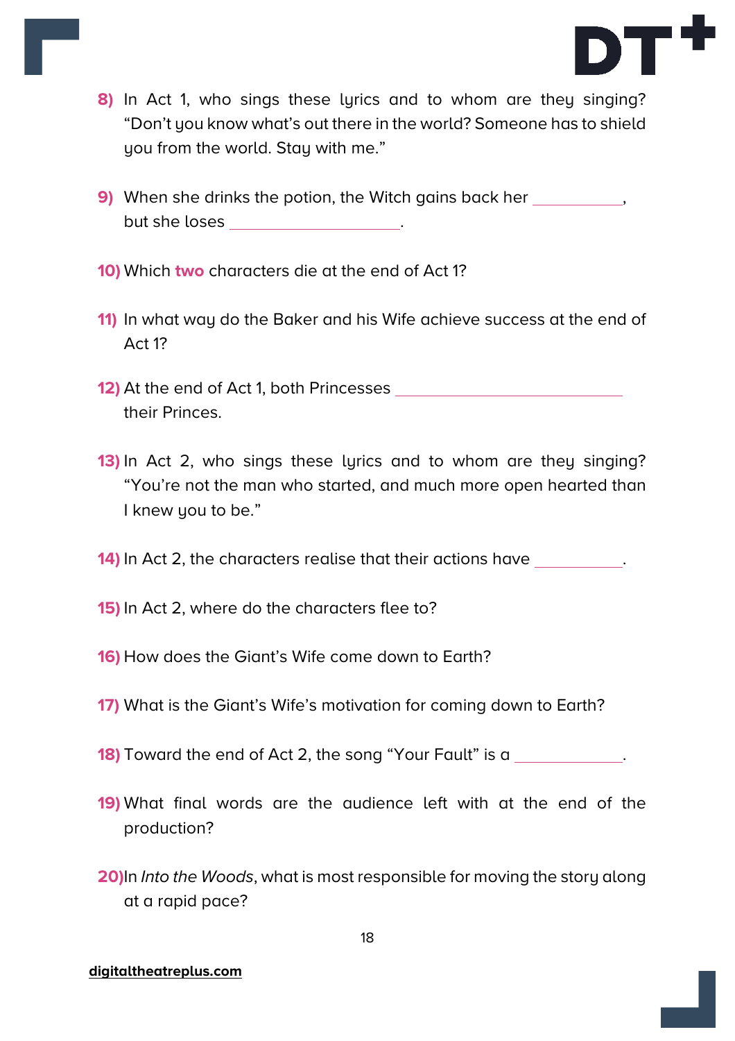8) In Act 1, who sings these lyrics and to whom are they singing? "Don't you know what's out there in the world? Someone has to shield you from the world. Stay with me."

9) When she drinks the potion, the Witch gains back her __________, but she loses ____________________.

10) Which **two** characters die at the end of Act 1?

11) In what way do the Baker and his Wife achieve success at the end of Act 1?

12) At the end of Act 1, both Princesses __________________________ their Princes.

13) In Act 2, who sings these lyrics and to whom are they singing? "You're not the man who started, and much more open hearted than I knew you to be."

14) In Act 2, the characters realise that their actions have __________.

15) In Act 2, where do the characters flee to?

16) How does the Giant's Wife come down to Earth?

17) What is the Giant's Wife's motivation for coming down to Earth?

18) Toward the end of Act 2, the song "Your Fault" is a ____________.

19) What final words are the audience left with at the end of the production?

20) In *Into the Woods*, what is most responsible for moving the story along at a rapid pace?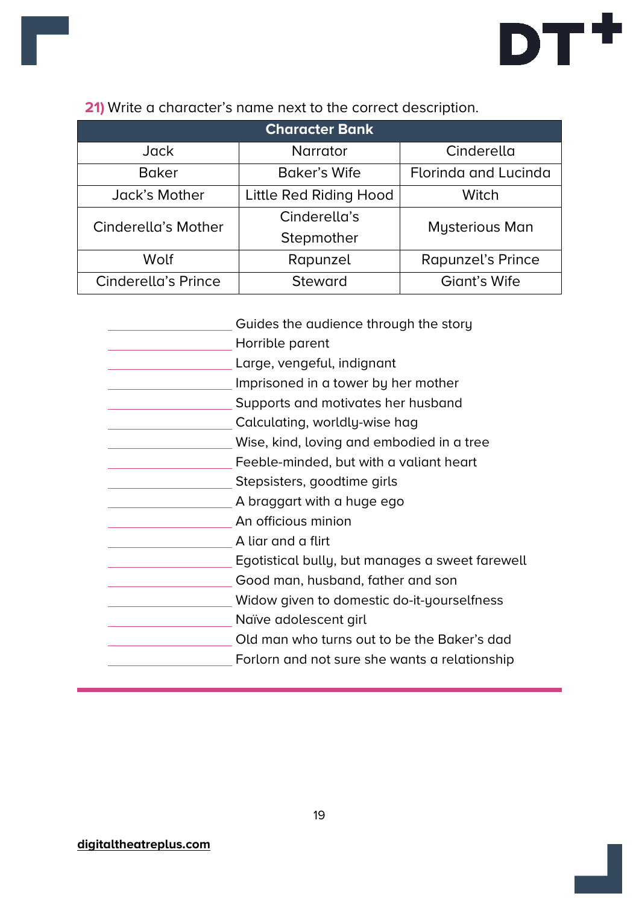**21)** Write a character's name next to the correct description.

| Character Bank | | |
|---|---|---|
| Jack | Narrator | Cinderella |
| Baker | Baker's Wife | Florinda and Lucinda |
| Jack's Mother | Little Red Riding Hood | Witch |
| Cinderella's Mother | Cinderella's Stepmother | Mysterious Man |
| Wolf | Rapunzel | Rapunzel's Prince |
| Cinderella's Prince | Steward | Giant's Wife |

________________ Guides the audience through the story

________________ Horrible parent

________________ Large, vengeful, indignant

________________ Imprisoned in a tower by her mother

________________ Supports and motivates her husband

________________ Calculating, worldly-wise hag

________________ Wise, kind, loving and embodied in a tree

________________ Feeble-minded, but with a valiant heart

________________ Stepsisters, goodtime girls

________________ A braggart with a huge ego

________________ An officious minion

________________ A liar and a flirt

________________ Egotistical bully, but manages a sweet farewell

________________ Good man, husband, father and son

________________ Widow given to domestic do-it-yourselfness

________________ Naïve adolescent girl

________________ Old man who turns out to be the Baker's dad

________________ Forlorn and not sure she wants a relationship

digitaltheatreplus.com